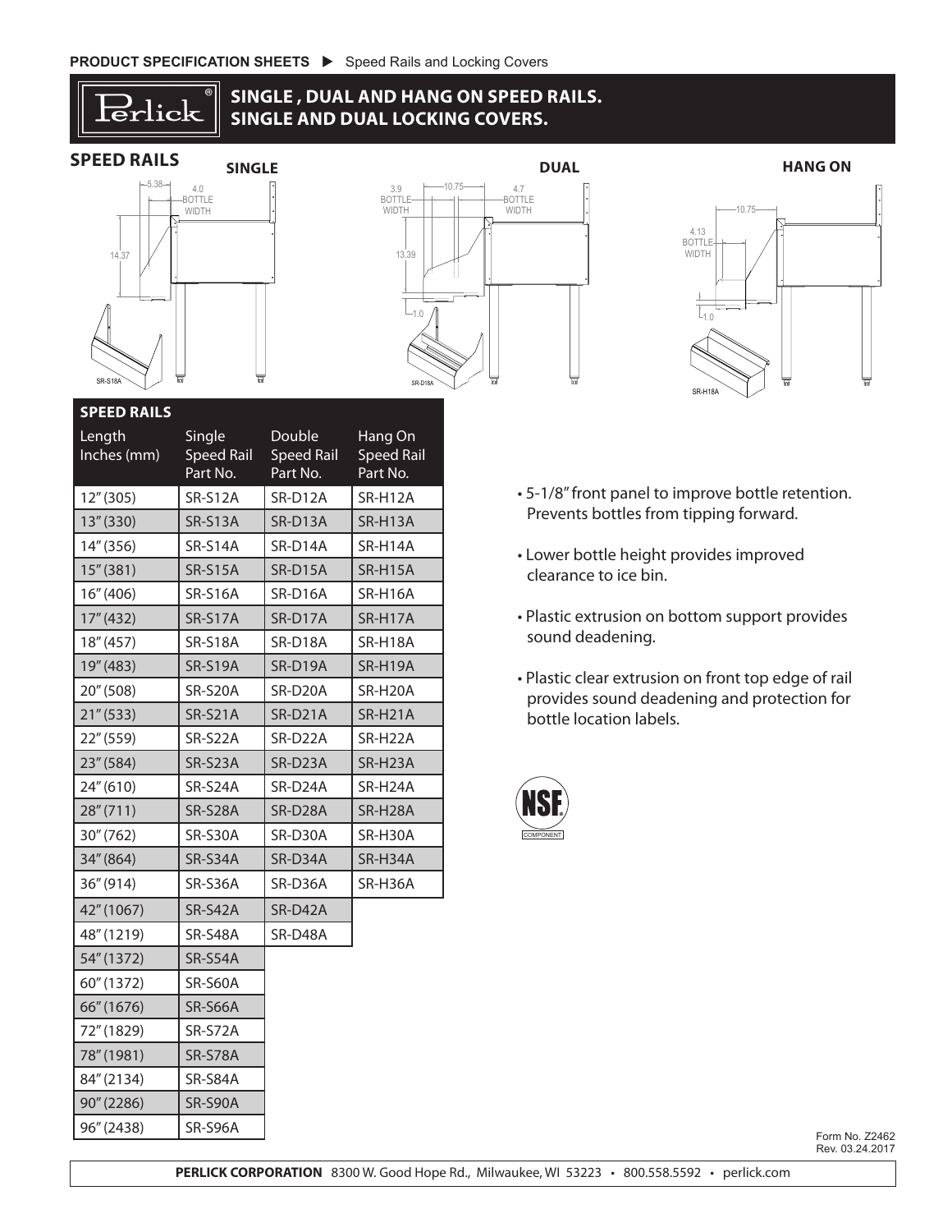PRODUCT SPECIFICATION SHEETS ▶ Speed Rails and Locking Covers

# SINGLE , DUAL AND HANG ON SPEED RAILS. SINGLE AND DUAL LOCKING COVERS.

## SPEED RAILS

SINGLE

5.38
4.0 BOTTLE WIDTH
14.37
SR-S18A

DUAL

3.9 BOTTLE WIDTH
10.75
4.7 BOTTLE WIDTH
13.39
1.0
SR-D18A

HANG ON

10.75
4.13 BOTTLE WIDTH
1.0
SR-H18A

| SPEED RAILS | | | |
|---|---|---|---|
| Length Inches (mm) | Single Speed Rail Part No. | Double Speed Rail Part No. | Hang On Speed Rail Part No. |
| 12" (305) | SR-S12A | SR-D12A | SR-H12A |
| 13" (330) | SR-S13A | SR-D13A | SR-H13A |
| 14" (356) | SR-S14A | SR-D14A | SR-H14A |
| 15" (381) | SR-S15A | SR-D15A | SR-H15A |
| 16" (406) | SR-S16A | SR-D16A | SR-H16A |
| 17" (432) | SR-S17A | SR-D17A | SR-H17A |
| 18" (457) | SR-S18A | SR-D18A | SR-H18A |
| 19" (483) | SR-S19A | SR-D19A | SR-H19A |
| 20" (508) | SR-S20A | SR-D20A | SR-H20A |
| 21" (533) | SR-S21A | SR-D21A | SR-H21A |
| 22" (559) | SR-S22A | SR-D22A | SR-H22A |
| 23" (584) | SR-S23A | SR-D23A | SR-H23A |
| 24" (610) | SR-S24A | SR-D24A | SR-H24A |
| 28" (711) | SR-S28A | SR-D28A | SR-H28A |
| 30" (762) | SR-S30A | SR-D30A | SR-H30A |
| 34" (864) | SR-S34A | SR-D34A | SR-H34A |
| 36" (914) | SR-S36A | SR-D36A | SR-H36A |
| 42" (1067) | SR-S42A | SR-D42A | |
| 48" (1219) | SR-S48A | SR-D48A | |
| 54" (1372) | SR-S54A | | |
| 60" (1372) | SR-S60A | | |
| 66" (1676) | SR-S66A | | |
| 72" (1829) | SR-S72A | | |
| 78" (1981) | SR-S78A | | |
| 84" (2134) | SR-S84A | | |
| 90" (2286) | SR-S90A | | |
| 96" (2438) | SR-S96A | | |

- 5-1/8" front panel to improve bottle retention. Prevents bottles from tipping forward.
- Lower bottle height provides improved clearance to ice bin.
- Plastic extrusion on bottom support provides sound deadening.
- Plastic clear extrusion on front top edge of rail provides sound deadening and protection for bottle location labels.

NSF COMPONENT

Form No. Z2462
Rev. 03.24.2017

**PERLICK CORPORATION** 8300 W. Good Hope Rd., Milwaukee, WI 53223 • 800.558.5592 • perlick.com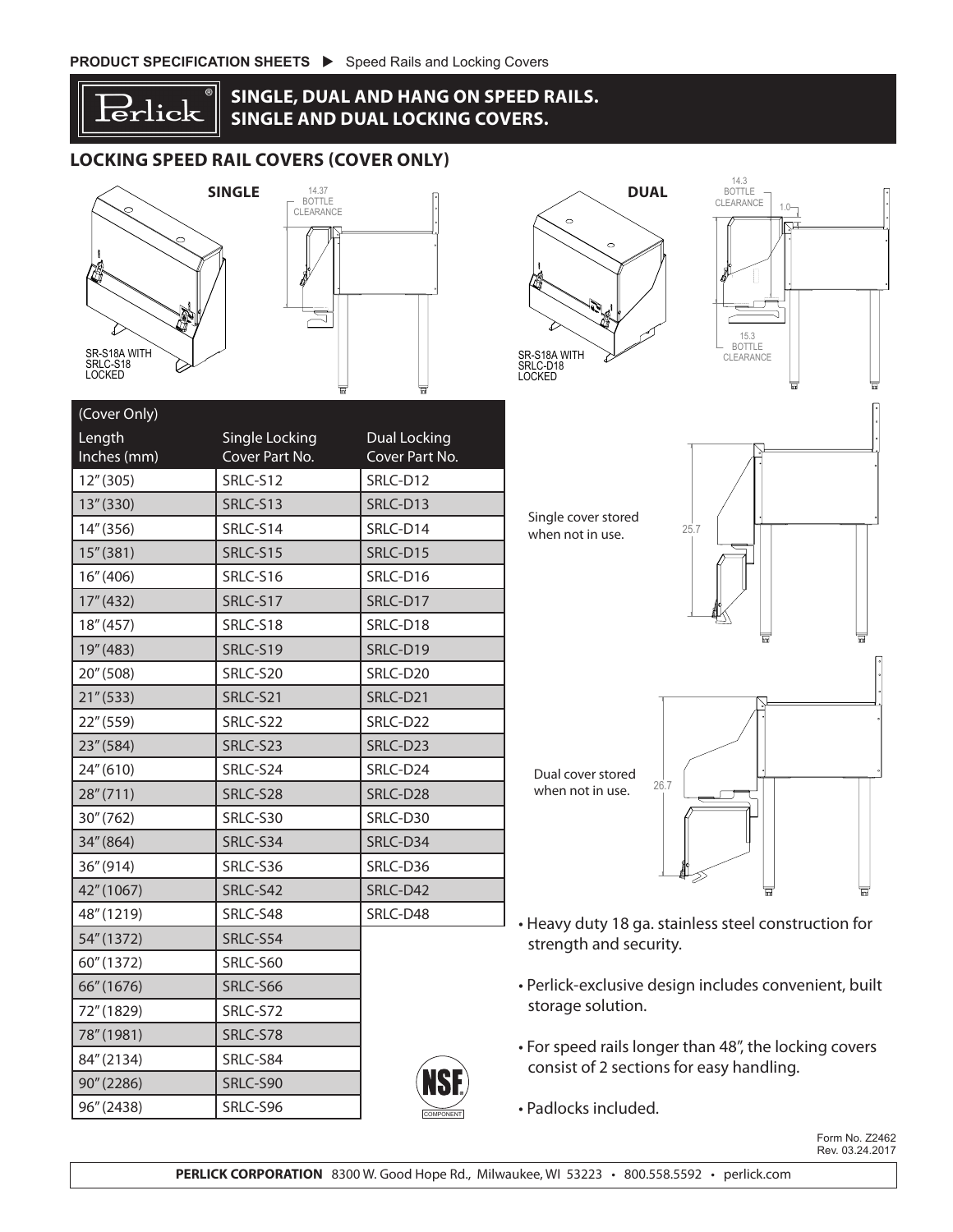**PRODUCT SPECIFICATION SHEETS ▶ Speed Rails and Locking Covers**

# SINGLE, DUAL AND HANG ON SPEED RAILS. SINGLE AND DUAL LOCKING COVERS.

## LOCKING SPEED RAIL COVERS (COVER ONLY)

**SINGLE**

14.37
BOTTLE
CLEARANCE

SR-S18A WITH
SRLC-S18
LOCKED

**DUAL**

14.3
BOTTLE
CLEARANCE

1.0

15.3
BOTTLE
CLEARANCE

SR-S18A WITH
SRLC-D18
LOCKED

| (Cover Only) | | |
|---|---|---|
| Length Inches (mm) | Single Locking Cover Part No. | Dual Locking Cover Part No. |
| 12" (305) | SRLC-S12 | SRLC-D12 |
| 13" (330) | SRLC-S13 | SRLC-D13 |
| 14" (356) | SRLC-S14 | SRLC-D14 |
| 15" (381) | SRLC-S15 | SRLC-D15 |
| 16" (406) | SRLC-S16 | SRLC-D16 |
| 17" (432) | SRLC-S17 | SRLC-D17 |
| 18" (457) | SRLC-S18 | SRLC-D18 |
| 19" (483) | SRLC-S19 | SRLC-D19 |
| 20" (508) | SRLC-S20 | SRLC-D20 |
| 21" (533) | SRLC-S21 | SRLC-D21 |
| 22" (559) | SRLC-S22 | SRLC-D22 |
| 23" (584) | SRLC-S23 | SRLC-D23 |
| 24" (610) | SRLC-S24 | SRLC-D24 |
| 28" (711) | SRLC-S28 | SRLC-D28 |
| 30" (762) | SRLC-S30 | SRLC-D30 |
| 34" (864) | SRLC-S34 | SRLC-D34 |
| 36" (914) | SRLC-S36 | SRLC-D36 |
| 42" (1067) | SRLC-S42 | SRLC-D42 |
| 48" (1219) | SRLC-S48 | SRLC-D48 |
| 54" (1372) | SRLC-S54 | |
| 60" (1372) | SRLC-S60 | |
| 66" (1676) | SRLC-S66 | |
| 72" (1829) | SRLC-S72 | |
| 78" (1981) | SRLC-S78 | |
| 84" (2134) | SRLC-S84 | |
| 90" (2286) | SRLC-S90 | |
| 96" (2438) | SRLC-S96 | |

NSF COMPONENT

Single cover stored when not in use.

25.7

Dual cover stored when not in use.

26.7

- Heavy duty 18 ga. stainless steel construction for strength and security.
- Perlick-exclusive design includes convenient, built storage solution.
- For speed rails longer than 48", the locking covers consist of 2 sections for easy handling.
- Padlocks included.

Form No. Z2462
Rev. 03.24.2017

**PERLICK CORPORATION** 8300 W. Good Hope Rd., Milwaukee, WI 53223 • 800.558.5592 • perlick.com